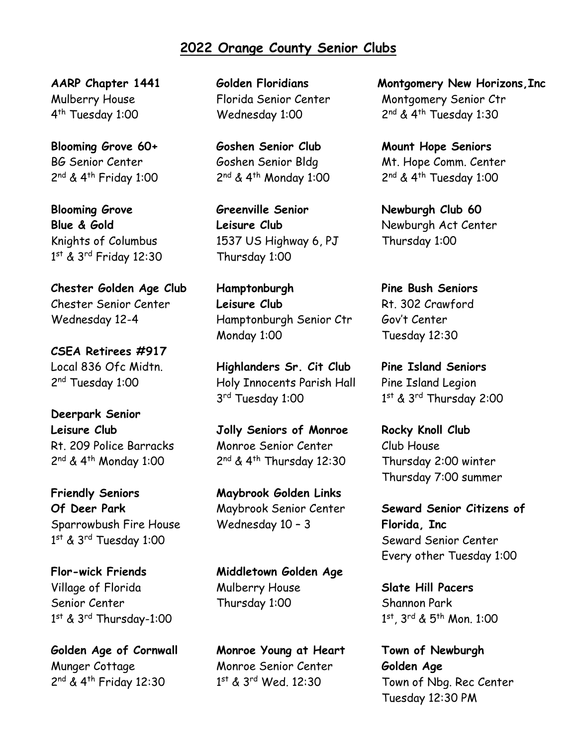## 2022 Orange County Senior Clubs

**AARP Chapter 1441**
Mulberry House
4th Tuesday 1:00

**Blooming Grove 60+**
BG Senior Center
2nd & 4th Friday 1:00

**Blooming Grove Blue & Gold**
Knights of Columbus
1st & 3rd Friday 12:30

**Chester Golden Age Club**
Chester Senior Center
Wednesday 12-4

**CSEA Retirees #917**
Local 836 Ofc Midtn.
2nd Tuesday 1:00

**Deerpark Senior Leisure Club**
Rt. 209 Police Barracks
2nd & 4th Monday 1:00

**Friendly Seniors Of Deer Park**
Sparrowbush Fire House
1st & 3rd Tuesday 1:00

**Flor-wick Friends**
Village of Florida Senior Center
1st & 3rd Thursday-1:00

**Golden Age of Cornwall**
Munger Cottage
2nd & 4th Friday 12:30

**Golden Floridians**
Florida Senior Center
Wednesday 1:00

**Goshen Senior Club**
Goshen Senior Bldg
2nd & 4th Monday 1:00

**Greenville Senior Leisure Club**
1537 US Highway 6, PJ
Thursday 1:00

**Hamptonburgh Leisure Club**
Hamptonburgh Senior Ctr
Monday 1:00

**Highlanders Sr. Cit Club**
Holy Innocents Parish Hall
3rd Tuesday 1:00

**Jolly Seniors of Monroe**
Monroe Senior Center
2nd & 4th Thursday 12:30

**Maybrook Golden Links**
Maybrook Senior Center
Wednesday 10 – 3

**Middletown Golden Age**
Mulberry House
Thursday 1:00

**Monroe Young at Heart**
Monroe Senior Center
1st & 3rd Wed. 12:30

**Montgomery New Horizons, Inc**
Montgomery Senior Ctr
2nd & 4th Tuesday 1:30

**Mount Hope Seniors**
Mt. Hope Comm. Center
2nd & 4th Tuesday 1:00

**Newburgh Club 60**
Newburgh Act Center
Thursday 1:00

**Pine Bush Seniors**
Rt. 302 Crawford Gov't Center
Tuesday 12:30

**Pine Island Seniors**
Pine Island Legion
1st & 3rd Thursday 2:00

**Rocky Knoll Club**
Club House
Thursday 2:00 winter
Thursday 7:00 summer

**Seward Senior Citizens of Florida, Inc**
Seward Senior Center
Every other Tuesday 1:00

**Slate Hill Pacers**
Shannon Park
1st, 3rd & 5th Mon. 1:00

**Town of Newburgh Golden Age**
Town of Nbg. Rec Center
Tuesday 12:30 PM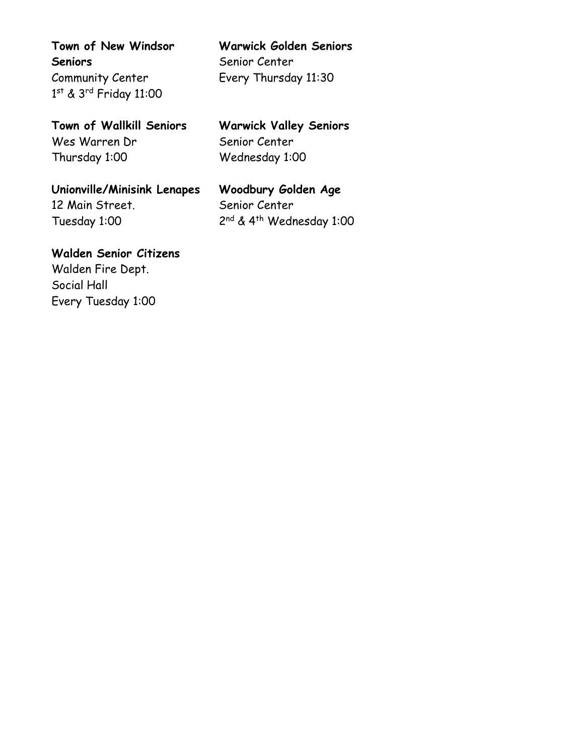**Town of New Windsor Seniors**
Community Center
1st & 3rd Friday 11:00

**Town of Wallkill Seniors**
Wes Warren Dr
Thursday 1:00

**Unionville/Minisink Lenapes**
12 Main Street.
Tuesday 1:00

**Walden Senior Citizens**
Walden Fire Dept.
Social Hall
Every Tuesday 1:00

**Warwick Golden Seniors**
Senior Center
Every Thursday 11:30

**Warwick Valley Seniors**
Senior Center
Wednesday 1:00

**Woodbury Golden Age**
Senior Center
2nd & 4th Wednesday 1:00